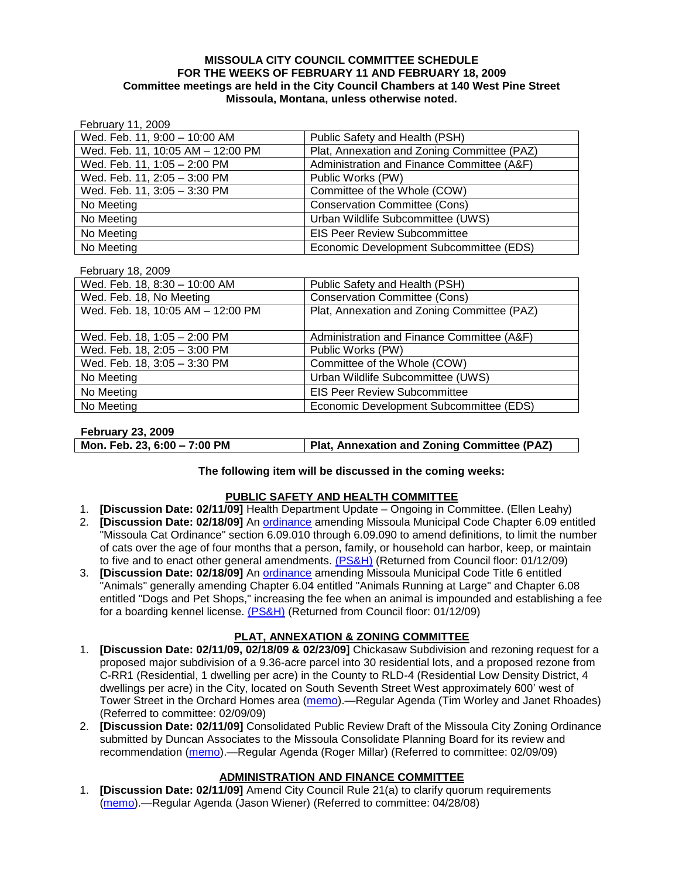**MISSOULA CITY COUNCIL COMMITTEE SCHEDULE**
**FOR THE WEEKS OF FEBRUARY 11 AND FEBRUARY 18, 2009**
**Committee meetings are held in the City Council Chambers at 140 West Pine Street**
**Missoula, Montana, unless otherwise noted.**

February 11, 2009

| | |
|---|---|
| Wed. Feb. 11, 9:00 – 10:00 AM | Public Safety and Health (PSH) |
| Wed. Feb. 11, 10:05 AM – 12:00 PM | Plat, Annexation and Zoning Committee (PAZ) |
| Wed. Feb. 11, 1:05 – 2:00 PM | Administration and Finance Committee (A&F) |
| Wed. Feb. 11, 2:05 – 3:00 PM | Public Works (PW) |
| Wed. Feb. 11, 3:05 – 3:30 PM | Committee of the Whole (COW) |
| No Meeting | Conservation Committee (Cons) |
| No Meeting | Urban Wildlife Subcommittee (UWS) |
| No Meeting | EIS Peer Review Subcommittee |
| No Meeting | Economic Development Subcommittee (EDS) |

February 18, 2009

| | |
|---|---|
| Wed. Feb. 18, 8:30 – 10:00 AM | Public Safety and Health (PSH) |
| Wed. Feb. 18, No Meeting | Conservation Committee (Cons) |
| Wed. Feb. 18, 10:05 AM – 12:00 PM | Plat, Annexation and Zoning Committee (PAZ) |
| Wed. Feb. 18, 1:05 – 2:00 PM | Administration and Finance Committee (A&F) |
| Wed. Feb. 18, 2:05 – 3:00 PM | Public Works (PW) |
| Wed. Feb. 18, 3:05 – 3:30 PM | Committee of the Whole (COW) |
| No Meeting | Urban Wildlife Subcommittee (UWS) |
| No Meeting | EIS Peer Review Subcommittee |
| No Meeting | Economic Development Subcommittee (EDS) |

**February 23, 2009**

| | |
|---|---|
| **Mon. Feb. 23, 6:00 – 7:00 PM** | **Plat, Annexation and Zoning Committee (PAZ)** |

**The following item will be discussed in the coming weeks:**

## PUBLIC SAFETY AND HEALTH COMMITTEE

1. **[Discussion Date: 02/11/09]** Health Department Update – Ongoing in Committee. (Ellen Leahy)
2. **[Discussion Date: 02/18/09]** An ordinance amending Missoula Municipal Code Chapter 6.09 entitled "Missoula Cat Ordinance" section 6.09.010 through 6.09.090 to amend definitions, to limit the number of cats over the age of four months that a person, family, or household can harbor, keep, or maintain to five and to enact other general amendments. (PS&H) (Returned from Council floor: 01/12/09)
3. **[Discussion Date: 02/18/09]** An ordinance amending Missoula Municipal Code Title 6 entitled "Animals" generally amending Chapter 6.04 entitled "Animals Running at Large" and Chapter 6.08 entitled "Dogs and Pet Shops," increasing the fee when an animal is impounded and establishing a fee for a boarding kennel license. (PS&H) (Returned from Council floor: 01/12/09)

## PLAT, ANNEXATION & ZONING COMMITTEE

1. **[Discussion Date: 02/11/09, 02/18/09 & 02/23/09]** Chickasaw Subdivision and rezoning request for a proposed major subdivision of a 9.36-acre parcel into 30 residential lots, and a proposed rezone from C-RR1 (Residential, 1 dwelling per acre) in the County to RLD-4 (Residential Low Density District, 4 dwellings per acre) in the City, located on South Seventh Street West approximately 600' west of Tower Street in the Orchard Homes area (memo).—Regular Agenda (Tim Worley and Janet Rhoades) (Referred to committee: 02/09/09)
2. **[Discussion Date: 02/11/09]** Consolidated Public Review Draft of the Missoula City Zoning Ordinance submitted by Duncan Associates to the Missoula Consolidate Planning Board for its review and recommendation (memo).—Regular Agenda (Roger Millar) (Referred to committee: 02/09/09)

## ADMINISTRATION AND FINANCE COMMITTEE

1. **[Discussion Date: 02/11/09]** Amend City Council Rule 21(a) to clarify quorum requirements (memo).—Regular Agenda (Jason Wiener) (Referred to committee: 04/28/08)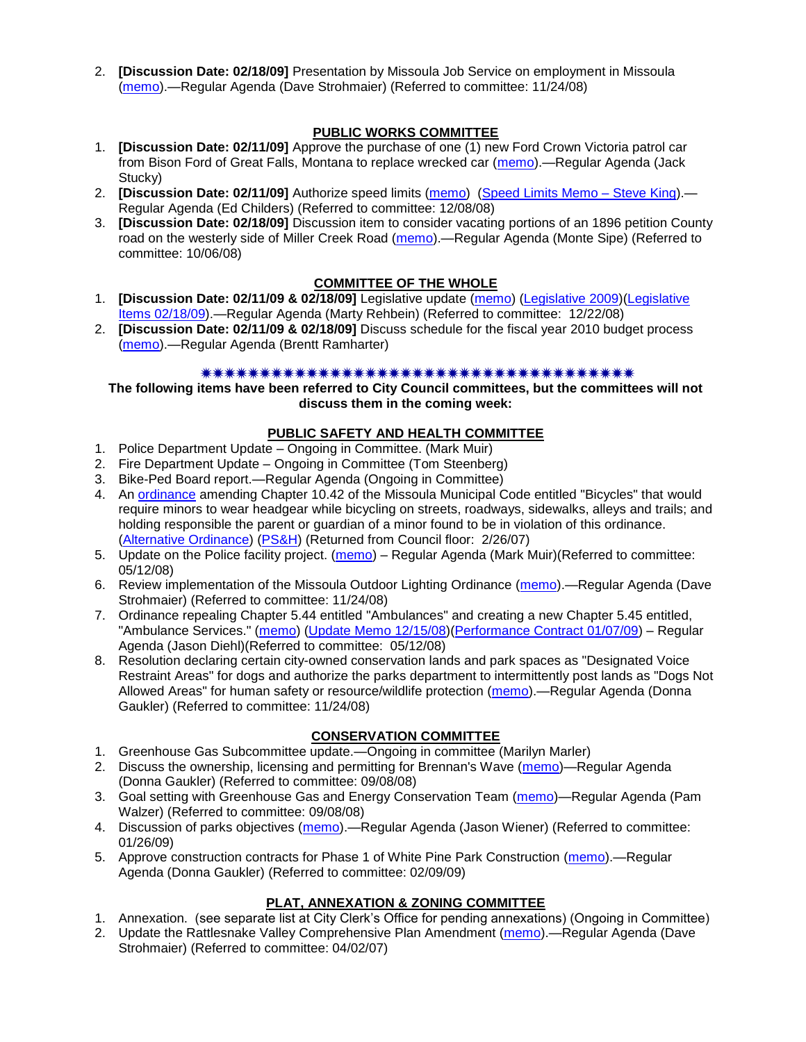2. **[Discussion Date: 02/18/09]** Presentation by Missoula Job Service on employment in Missoula (memo).—Regular Agenda (Dave Strohmaier) (Referred to committee: 11/24/08)

## PUBLIC WORKS COMMITTEE

1. **[Discussion Date: 02/11/09]** Approve the purchase of one (1) new Ford Crown Victoria patrol car from Bison Ford of Great Falls, Montana to replace wrecked car (memo).—Regular Agenda (Jack Stucky)
2. **[Discussion Date: 02/11/09]** Authorize speed limits (memo) (Speed Limits Memo – Steve King).—Regular Agenda (Ed Childers) (Referred to committee: 12/08/08)
3. **[Discussion Date: 02/18/09]** Discussion item to consider vacating portions of an 1896 petition County road on the westerly side of Miller Creek Road (memo).—Regular Agenda (Monte Sipe) (Referred to committee: 10/06/08)

## COMMITTEE OF THE WHOLE

1. **[Discussion Date: 02/11/09 & 02/18/09]** Legislative update (memo) (Legislative 2009)(Legislative Items 02/18/09).—Regular Agenda (Marty Rehbein) (Referred to committee: 12/22/08)
2. **[Discussion Date: 02/11/09 & 02/18/09]** Discuss schedule for the fiscal year 2010 budget process (memo).—Regular Agenda (Brentt Ramharter)

✷✷✷✷✷✷✷✷✷✷✷✷✷✷✷✷✷✷✷✷✷✷✷✷✷✷✷✷✷✷✷✷✷✷✷✷✷✷✷✷✷

**The following items have been referred to City Council committees, but the committees will not discuss them in the coming week:**

## PUBLIC SAFETY AND HEALTH COMMITTEE

1. Police Department Update – Ongoing in Committee. (Mark Muir)
2. Fire Department Update – Ongoing in Committee (Tom Steenberg)
3. Bike-Ped Board report.—Regular Agenda (Ongoing in Committee)
4. An ordinance amending Chapter 10.42 of the Missoula Municipal Code entitled "Bicycles" that would require minors to wear headgear while bicycling on streets, roadways, sidewalks, alleys and trails; and holding responsible the parent or guardian of a minor found to be in violation of this ordinance. (Alternative Ordinance) (PS&H) (Returned from Council floor: 2/26/07)
5. Update on the Police facility project. (memo) – Regular Agenda (Mark Muir)(Referred to committee: 05/12/08)
6. Review implementation of the Missoula Outdoor Lighting Ordinance (memo).—Regular Agenda (Dave Strohmaier) (Referred to committee: 11/24/08)
7. Ordinance repealing Chapter 5.44 entitled "Ambulances" and creating a new Chapter 5.45 entitled, "Ambulance Services." (memo) (Update Memo 12/15/08)(Performance Contract 01/07/09) – Regular Agenda (Jason Diehl)(Referred to committee: 05/12/08)
8. Resolution declaring certain city-owned conservation lands and park spaces as "Designated Voice Restraint Areas" for dogs and authorize the parks department to intermittently post lands as "Dogs Not Allowed Areas" for human safety or resource/wildlife protection (memo).—Regular Agenda (Donna Gaukler) (Referred to committee: 11/24/08)

## CONSERVATION COMMITTEE

1. Greenhouse Gas Subcommittee update.—Ongoing in committee (Marilyn Marler)
2. Discuss the ownership, licensing and permitting for Brennan's Wave (memo)—Regular Agenda (Donna Gaukler) (Referred to committee: 09/08/08)
3. Goal setting with Greenhouse Gas and Energy Conservation Team (memo)—Regular Agenda (Pam Walzer) (Referred to committee: 09/08/08)
4. Discussion of parks objectives (memo).—Regular Agenda (Jason Wiener) (Referred to committee: 01/26/09)
5. Approve construction contracts for Phase 1 of White Pine Park Construction (memo).—Regular Agenda (Donna Gaukler) (Referred to committee: 02/09/09)

## PLAT, ANNEXATION & ZONING COMMITTEE

1. Annexation. (see separate list at City Clerk's Office for pending annexations) (Ongoing in Committee)
2. Update the Rattlesnake Valley Comprehensive Plan Amendment (memo).—Regular Agenda (Dave Strohmaier) (Referred to committee: 04/02/07)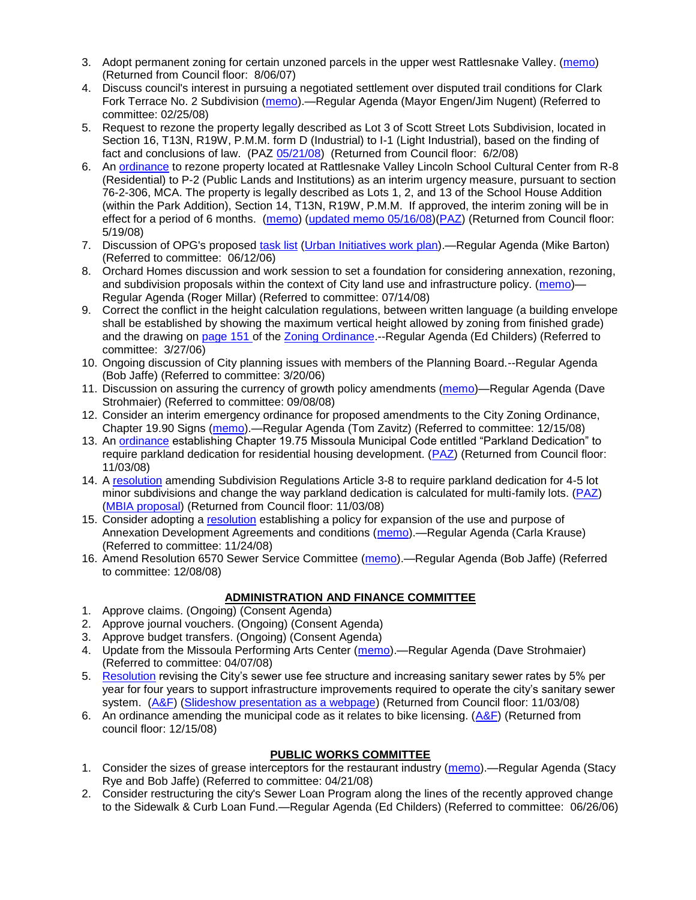3. Adopt permanent zoning for certain unzoned parcels in the upper west Rattlesnake Valley. (memo) (Returned from Council floor: 8/06/07)
4. Discuss council's interest in pursuing a negotiated settlement over disputed trail conditions for Clark Fork Terrace No. 2 Subdivision (memo).—Regular Agenda (Mayor Engen/Jim Nugent) (Referred to committee: 02/25/08)
5. Request to rezone the property legally described as Lot 3 of Scott Street Lots Subdivision, located in Section 16, T13N, R19W, P.M.M. form D (Industrial) to I-1 (Light Industrial), based on the finding of fact and conclusions of law. (PAZ 05/21/08) (Returned from Council floor: 6/2/08)
6. An ordinance to rezone property located at Rattlesnake Valley Lincoln School Cultural Center from R-8 (Residential) to P-2 (Public Lands and Institutions) as an interim urgency measure, pursuant to section 76-2-306, MCA. The property is legally described as Lots 1, 2, and 13 of the School House Addition (within the Park Addition), Section 14, T13N, R19W, P.M.M. If approved, the interim zoning will be in effect for a period of 6 months. (memo) (updated memo 05/16/08)(PAZ) (Returned from Council floor: 5/19/08)
7. Discussion of OPG's proposed task list (Urban Initiatives work plan).—Regular Agenda (Mike Barton) (Referred to committee: 06/12/06)
8. Orchard Homes discussion and work session to set a foundation for considering annexation, rezoning, and subdivision proposals within the context of City land use and infrastructure policy. (memo)—Regular Agenda (Roger Millar) (Referred to committee: 07/14/08)
9. Correct the conflict in the height calculation regulations, between written language (a building envelope shall be established by showing the maximum vertical height allowed by zoning from finished grade) and the drawing on page 151 of the Zoning Ordinance.--Regular Agenda (Ed Childers) (Referred to committee: 3/27/06)
10. Ongoing discussion of City planning issues with members of the Planning Board.--Regular Agenda (Bob Jaffe) (Referred to committee: 3/20/06)
11. Discussion on assuring the currency of growth policy amendments (memo)—Regular Agenda (Dave Strohmaier) (Referred to committee: 09/08/08)
12. Consider an interim emergency ordinance for proposed amendments to the City Zoning Ordinance, Chapter 19.90 Signs (memo).—Regular Agenda (Tom Zavitz) (Referred to committee: 12/15/08)
13. An ordinance establishing Chapter 19.75 Missoula Municipal Code entitled "Parkland Dedication" to require parkland dedication for residential housing development. (PAZ) (Returned from Council floor: 11/03/08)
14. A resolution amending Subdivision Regulations Article 3-8 to require parkland dedication for 4-5 lot minor subdivisions and change the way parkland dedication is calculated for multi-family lots. (PAZ) (MBIA proposal) (Returned from Council floor: 11/03/08)
15. Consider adopting a resolution establishing a policy for expansion of the use and purpose of Annexation Development Agreements and conditions (memo).—Regular Agenda (Carla Krause) (Referred to committee: 11/24/08)
16. Amend Resolution 6570 Sewer Service Committee (memo).—Regular Agenda (Bob Jaffe) (Referred to committee: 12/08/08)

## ADMINISTRATION AND FINANCE COMMITTEE

1. Approve claims. (Ongoing) (Consent Agenda)
2. Approve journal vouchers. (Ongoing) (Consent Agenda)
3. Approve budget transfers. (Ongoing) (Consent Agenda)
4. Update from the Missoula Performing Arts Center (memo).—Regular Agenda (Dave Strohmaier) (Referred to committee: 04/07/08)
5. Resolution revising the City's sewer use fee structure and increasing sanitary sewer rates by 5% per year for four years to support infrastructure improvements required to operate the city's sanitary sewer system. (A&F) (Slideshow presentation as a webpage) (Returned from Council floor: 11/03/08)
6. An ordinance amending the municipal code as it relates to bike licensing. (A&F) (Returned from council floor: 12/15/08)

## PUBLIC WORKS COMMITTEE

1. Consider the sizes of grease interceptors for the restaurant industry (memo).—Regular Agenda (Stacy Rye and Bob Jaffe) (Referred to committee: 04/21/08)
2. Consider restructuring the city's Sewer Loan Program along the lines of the recently approved change to the Sidewalk & Curb Loan Fund.—Regular Agenda (Ed Childers) (Referred to committee: 06/26/06)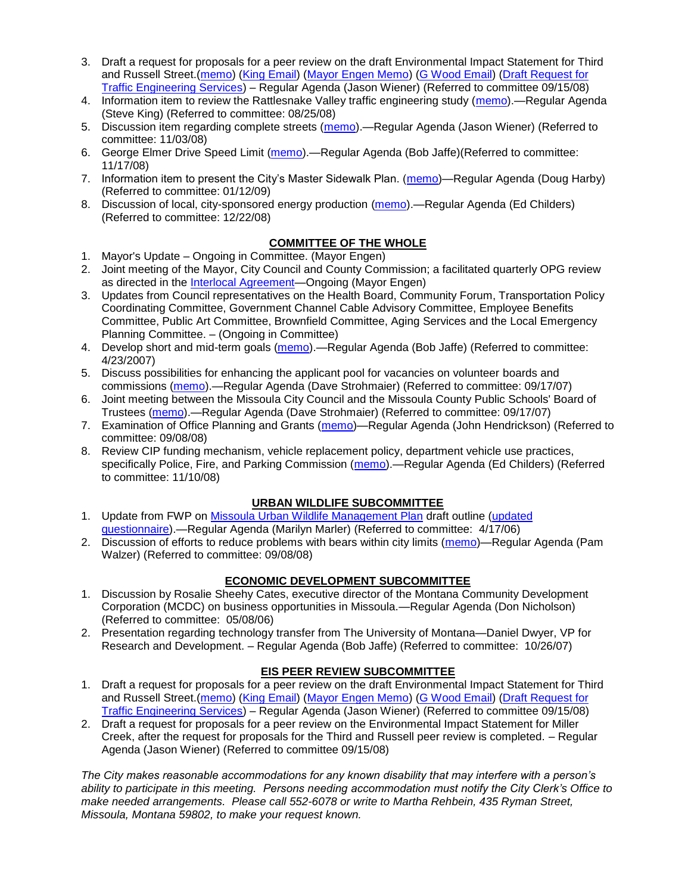3. Draft a request for proposals for a peer review on the draft Environmental Impact Statement for Third and Russell Street.(memo) (King Email) (Mayor Engen Memo) (G Wood Email) (Draft Request for Traffic Engineering Services) – Regular Agenda (Jason Wiener) (Referred to committee 09/15/08)
4. Information item to review the Rattlesnake Valley traffic engineering study (memo).—Regular Agenda (Steve King) (Referred to committee: 08/25/08)
5. Discussion item regarding complete streets (memo).—Regular Agenda (Jason Wiener) (Referred to committee: 11/03/08)
6. George Elmer Drive Speed Limit (memo).—Regular Agenda (Bob Jaffe)(Referred to committee: 11/17/08)
7. Information item to present the City's Master Sidewalk Plan. (memo)—Regular Agenda (Doug Harby) (Referred to committee: 01/12/09)
8. Discussion of local, city-sponsored energy production (memo).—Regular Agenda (Ed Childers) (Referred to committee: 12/22/08)

## COMMITTEE OF THE WHOLE

1. Mayor's Update – Ongoing in Committee. (Mayor Engen)
2. Joint meeting of the Mayor, City Council and County Commission; a facilitated quarterly OPG review as directed in the Interlocal Agreement—Ongoing (Mayor Engen)
3. Updates from Council representatives on the Health Board, Community Forum, Transportation Policy Coordinating Committee, Government Channel Cable Advisory Committee, Employee Benefits Committee, Public Art Committee, Brownfield Committee, Aging Services and the Local Emergency Planning Committee. – (Ongoing in Committee)
4. Develop short and mid-term goals (memo).—Regular Agenda (Bob Jaffe) (Referred to committee: 4/23/2007)
5. Discuss possibilities for enhancing the applicant pool for vacancies on volunteer boards and commissions (memo).—Regular Agenda (Dave Strohmaier) (Referred to committee: 09/17/07)
6. Joint meeting between the Missoula City Council and the Missoula County Public Schools' Board of Trustees (memo).—Regular Agenda (Dave Strohmaier) (Referred to committee: 09/17/07)
7. Examination of Office Planning and Grants (memo)—Regular Agenda (John Hendrickson) (Referred to committee: 09/08/08)
8. Review CIP funding mechanism, vehicle replacement policy, department vehicle use practices, specifically Police, Fire, and Parking Commission (memo).—Regular Agenda (Ed Childers) (Referred to committee: 11/10/08)

## URBAN WILDLIFE SUBCOMMITTEE

1. Update from FWP on Missoula Urban Wildlife Management Plan draft outline (updated questionnaire).—Regular Agenda (Marilyn Marler) (Referred to committee: 4/17/06)
2. Discussion of efforts to reduce problems with bears within city limits (memo)—Regular Agenda (Pam Walzer) (Referred to committee: 09/08/08)

## ECONOMIC DEVELOPMENT SUBCOMMITTEE

1. Discussion by Rosalie Sheehy Cates, executive director of the Montana Community Development Corporation (MCDC) on business opportunities in Missoula.—Regular Agenda (Don Nicholson) (Referred to committee: 05/08/06)
2. Presentation regarding technology transfer from The University of Montana—Daniel Dwyer, VP for Research and Development. – Regular Agenda (Bob Jaffe) (Referred to committee: 10/26/07)

## EIS PEER REVIEW SUBCOMMITTEE

1. Draft a request for proposals for a peer review on the draft Environmental Impact Statement for Third and Russell Street.(memo) (King Email) (Mayor Engen Memo) (G Wood Email) (Draft Request for Traffic Engineering Services) – Regular Agenda (Jason Wiener) (Referred to committee 09/15/08)
2. Draft a request for proposals for a peer review on the Environmental Impact Statement for Miller Creek, after the request for proposals for the Third and Russell peer review is completed. – Regular Agenda (Jason Wiener) (Referred to committee 09/15/08)

*The City makes reasonable accommodations for any known disability that may interfere with a person's ability to participate in this meeting. Persons needing accommodation must notify the City Clerk's Office to make needed arrangements. Please call 552-6078 or write to Martha Rehbein, 435 Ryman Street, Missoula, Montana 59802, to make your request known.*